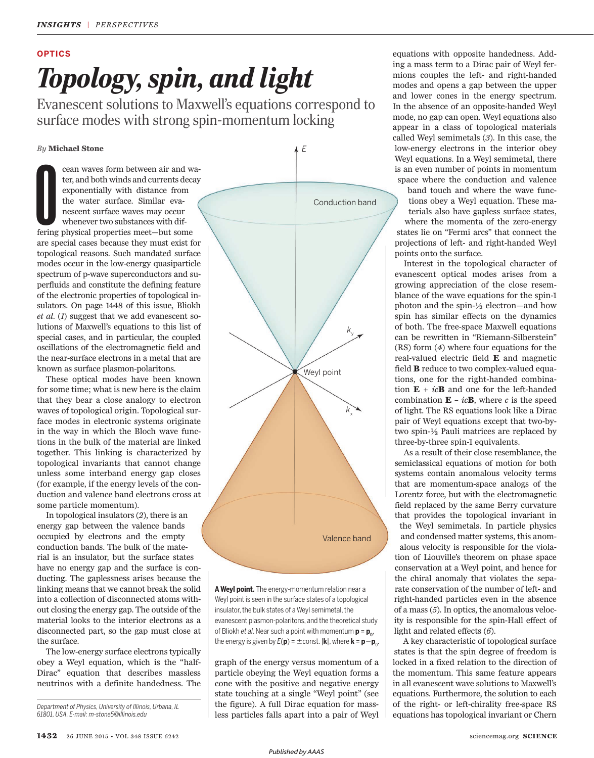OPTICS

# Topology, spin, and light

Evanescent solutions to Maxwell's equations correspond to surface modes with strong spin-momentum locking

*By* **Michael Stone**

Ocean waves form between air and water, and both winds and currents decay exponentially with distance from the water surface. Similar evanescent surface waves may occur whenever two substances with differing physical properties meet—but some are special cases because they must exist for topological reasons. Such mandated surface modes occur in the low-energy quasiparticle spectrum of p-wave superconductors and superfluids and constitute the defining feature of the electronic properties of topological insulators. On page 1448 of this issue, Bliokh *et al.* (*1*) suggest that we add evanescent solutions of Maxwell's equations to this list of special cases, and in particular, the coupled oscillations of the electromagnetic field and the near-surface electrons in a metal that are known as surface plasmon-polaritons.

These optical modes have been known for some time; what is new here is the claim that they bear a close analogy to electron waves of topological origin. Topological surface modes in electronic systems originate in the way in which the Bloch wave functions in the bulk of the material are linked together. This linking is characterized by topological invariants that cannot change unless some interband energy gap closes (for example, if the energy levels of the conduction and valence band electrons cross at some particle momentum).

In topological insulators (*2*), there is an energy gap between the valence bands occupied by electrons and the empty conduction bands. The bulk of the material is an insulator, but the surface states have no energy gap and the surface is conducting. The gaplessness arises because the linking means that we cannot break the solid into a collection of disconnected atoms without closing the energy gap. The outside of the material looks to the interior electrons as a disconnected part, so the gap must close at the surface.

The low-energy surface electrons typically obey a Weyl equation, which is the "half-Dirac" equation that describes massless neutrinos with a definite handedness. The graph of the energy versus momentum of a particle obeying the Weyl equation forms a cone with the positive and negative energy state touching at a single "Weyl point" (see the figure). A full Dirac equation for massless particles falls apart into a pair of Weyl equations with opposite handedness. Adding a mass term to a Dirac pair of Weyl fermions couples the left- and right-handed modes and opens a gap between the upper and lower cones in the energy spectrum. In the absence of an opposite-handed Weyl mode, no gap can open. Weyl equations also appear in a class of topological materials called Weyl semimetals (*3*). In this case, the low-energy electrons in the interior obey Weyl equations. In a Weyl semimetal, there is an even number of points in momentum space where the conduction and valence band touch and where the wave functions obey a Weyl equation. These materials also have gapless surface states, where the momenta of the zero-energy states lie on "Fermi arcs" that connect the projections of left- and right-handed Weyl points onto the surface.

**A Weyl point.** The energy-momentum relation near a Weyl point is seen in the surface states of a topological insulator, the bulk states of a Weyl semimetal, the evanescent plasmon-polaritons, and the theoretical study of Bliokh *et al*. Near such a point with momentum $\mathbf{p} = \mathbf{p}_0$, the energy is given by $E(\mathbf{p}) = \pm$const. $|\mathbf{k}|$, where $\mathbf{k} = \mathbf{p} - \mathbf{p}_0$.

Interest in the topological character of evanescent optical modes arises from a growing appreciation of the close resemblance of the wave equations for the spin-1 photon and the spin-½ electron—and how spin has similar effects on the dynamics of both. The free-space Maxwell equations can be rewritten in "Riemann-Silberstein" (RS) form (*4*) where four equations for the real-valued electric field $\mathbf{E}$ and magnetic field $\mathbf{B}$ reduce to two complex-valued equations, one for the right-handed combination $\mathbf{E} + ic\mathbf{B}$ and one for the left-handed combination $\mathbf{E} - ic\mathbf{B}$, where $c$ is the speed of light. The RS equations look like a Dirac pair of Weyl equations except that two-by-two spin-½ Pauli matrices are replaced by three-by-three spin-1 equivalents.

As a result of their close resemblance, the semiclassical equations of motion for both systems contain anomalous velocity terms that are momentum-space analogs of the Lorentz force, but with the electromagnetic field replaced by the same Berry curvature that provides the topological invariant in the Weyl semimetals. In particle physics and condensed matter systems, this anomalous velocity is responsible for the violation of Liouville's theorem on phase space conservation at a Weyl point, and hence for the chiral anomaly that violates the separate conservation of the number of left- and right-handed particles even in the absence of a mass (*5*). In optics, the anomalous velocity is responsible for the spin-Hall effect of light and related effects (*6*).

A key characteristic of topological surface states is that the spin degree of freedom is locked in a fixed relation to the direction of the momentum. This same feature appears in all evanescent wave solutions to Maxwell's equations. Furthermore, the solution to each of the right- or left-chirality free-space RS equations has topological invariant or Chern

Department of Physics, University of Illinois, Urbana, IL 61801, USA. E-mail: m-stone5@illinois.edu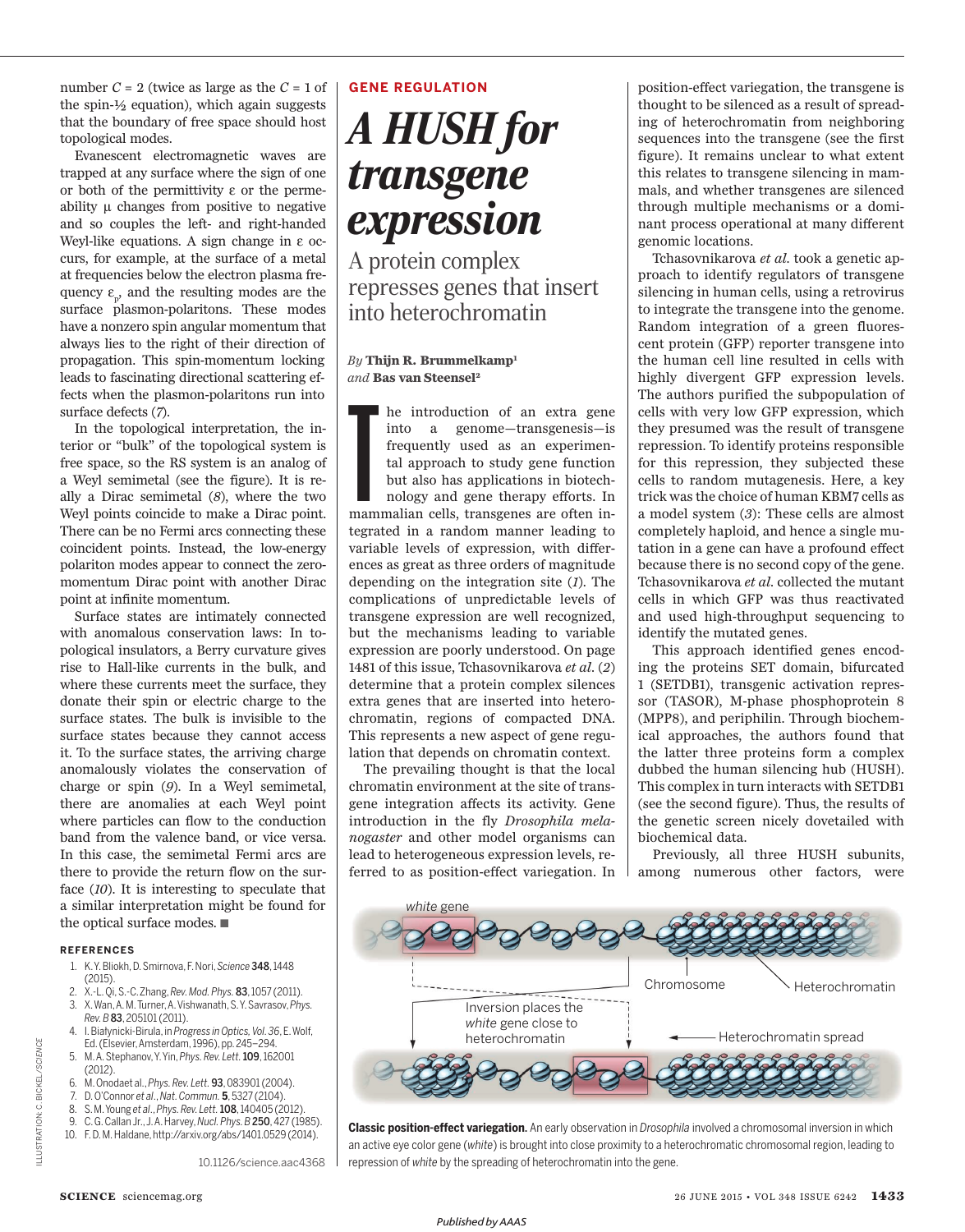number $C = 2$ (twice as large as the $C = 1$ of the spin-½ equation), which again suggests that the boundary of free space should host topological modes.

Evanescent electromagnetic waves are trapped at any surface where the sign of one or both of the permittivity ε or the permeability μ changes from positive to negative and so couples the left- and right-handed Weyl-like equations. A sign change in ε occurs, for example, at the surface of a metal at frequencies below the electron plasma frequency $\varepsilon_p$, and the resulting modes are the surface plasmon-polaritons. These modes have a nonzero spin angular momentum that always lies to the right of their direction of propagation. This spin-momentum locking leads to fascinating directional scattering effects when the plasmon-polaritons run into surface defects (*7*).

In the topological interpretation, the interior or "bulk" of the topological system is free space, so the RS system is an analog of a Weyl semimetal (see the figure). It is really a Dirac semimetal (*8*), where the two Weyl points coincide to make a Dirac point. There can be no Fermi arcs connecting these coincident points. Instead, the low-energy polariton modes appear to connect the zero-momentum Dirac point with another Dirac point at infinite momentum.

Surface states are intimately connected with anomalous conservation laws: In topological insulators, a Berry curvature gives rise to Hall-like currents in the bulk, and where these currents meet the surface, they donate their spin or electric charge to the surface states. The bulk is invisible to the surface states because they cannot access it. To the surface states, the arriving charge anomalously violates the conservation of charge or spin (*9*). In a Weyl semimetal, there are anomalies at each Weyl point where particles can flow to the conduction band from the valence band, or vice versa. In this case, the semimetal Fermi arcs are there to provide the return flow on the surface (*10*). It is interesting to speculate that a similar interpretation might be found for the optical surface modes. ■

### REFERENCES

1. K. Y. Bliokh, D. Smirnova, F. Nori, *Science* **348**, 1448 (2015).
2. X.-L. Qi, S.-C. Zhang, *Rev. Mod. Phys.* **83**, 1057 (2011).
3. X. Wan, A. M. Turner, A. Vishwanath, S. Y. Savrasov, *Phys. Rev. B* **83**, 205101 (2011).
4. I. Białynicki-Birula, in *Progress in Optics, Vol. 36*, E. Wolf, Ed. (Elsevier, Amsterdam, 1996), pp. 245–294.
5. M. A. Stephanov, Y. Yin, *Phys. Rev. Lett.* **109**, 162001 (2012).
6. M. Onoda et al., *Phys. Rev. Lett.* **93**, 083901 (2004).
7. D. O'Connor *et al.*, *Nat. Commun.* **5**, 5327 (2104).
8. S. M. Young *et al.*, *Phys. Rev. Lett.* **108**, 140405 (2012).
9. C. G. Callan Jr., J. A. Harvey, *Nucl. Phys. B* **250**, 427 (1985).
10. F. D. M. Haldane, http://arxiv.org/abs/1401.0529 (2014).

10.1126/science.aac4368

GENE REGULATION

# A HUSH for transgene expression

## A protein complex represses genes that insert into heterochromatin

*By* **Thijn R. Brummelkamp**[1] *and* **Bas van Steensel**[2]

The introduction of an extra gene into a genome—transgenesis—is frequently used as an experimental approach to study gene function but also has applications in biotechnology and gene therapy efforts. In mammalian cells, transgenes are often integrated in a random manner leading to variable levels of expression, with differences as great as three orders of magnitude depending on the integration site (*1*). The complications of unpredictable levels of transgene expression are well recognized, but the mechanisms leading to variable expression are poorly understood. On page 1481 of this issue, Tchasovnikarova *et al.* (*2*) determine that a protein complex silences extra genes that are inserted into heterochromatin, regions of compacted DNA. This represents a new aspect of gene regulation that depends on chromatin context.

The prevailing thought is that the local chromatin environment at the site of transgene integration affects its activity. Gene introduction in the fly *Drosophila melanogaster* and other model organisms can lead to heterogeneous expression levels, referred to as position-effect variegation. In position-effect variegation, the transgene is thought to be silenced as a result of spreading of heterochromatin from neighboring sequences into the transgene (see the first figure). It remains unclear to what extent this relates to transgene silencing in mammals, and whether transgenes are silenced through multiple mechanisms or a dominant process operational at many different genomic locations.

Tchasovnikarova *et al.* took a genetic approach to identify regulators of transgene silencing in human cells, using a retrovirus to integrate the transgene into the genome. Random integration of a green fluorescent protein (GFP) reporter transgene into the human cell line resulted in cells with highly divergent GFP expression levels. The authors purified the subpopulation of cells with very low GFP expression, which they presumed was the result of transgene repression. To identify proteins responsible for this repression, they subjected these cells to random mutagenesis. Here, a key trick was the choice of human KBM7 cells as a model system (*3*): These cells are almost completely haploid, and hence a single mutation in a gene can have a profound effect because there is no second copy of the gene. Tchasovnikarova *et al.* collected the mutant cells in which GFP was thus reactivated and used high-throughput sequencing to identify the mutated genes.

This approach identified genes encoding the proteins SET domain, bifurcated 1 (SETDB1), transgenic activation repressor (TASOR), M-phase phosphoprotein 8 (MPP8), and periphilin. Through biochemical approaches, the authors found that the latter three proteins form a complex dubbed the human silencing hub (HUSH). This complex in turn interacts with SETDB1 (see the second figure). Thus, the results of the genetic screen nicely dovetailed with biochemical data.

Previously, all three HUSH subunits, among numerous other factors, were

*white* gene

Chromosome

Heterochromatin

Inversion places the *white* gene close to heterochromatin

Heterochromatin spread

**Classic position-effect variegation.** An early observation in *Drosophila* involved a chromosomal inversion in which an active eye color gene (*white*) is brought into close proximity to a heterochromatic chromosomal region, leading to repression of *white* by the spreading of heterochromatin into the gene.